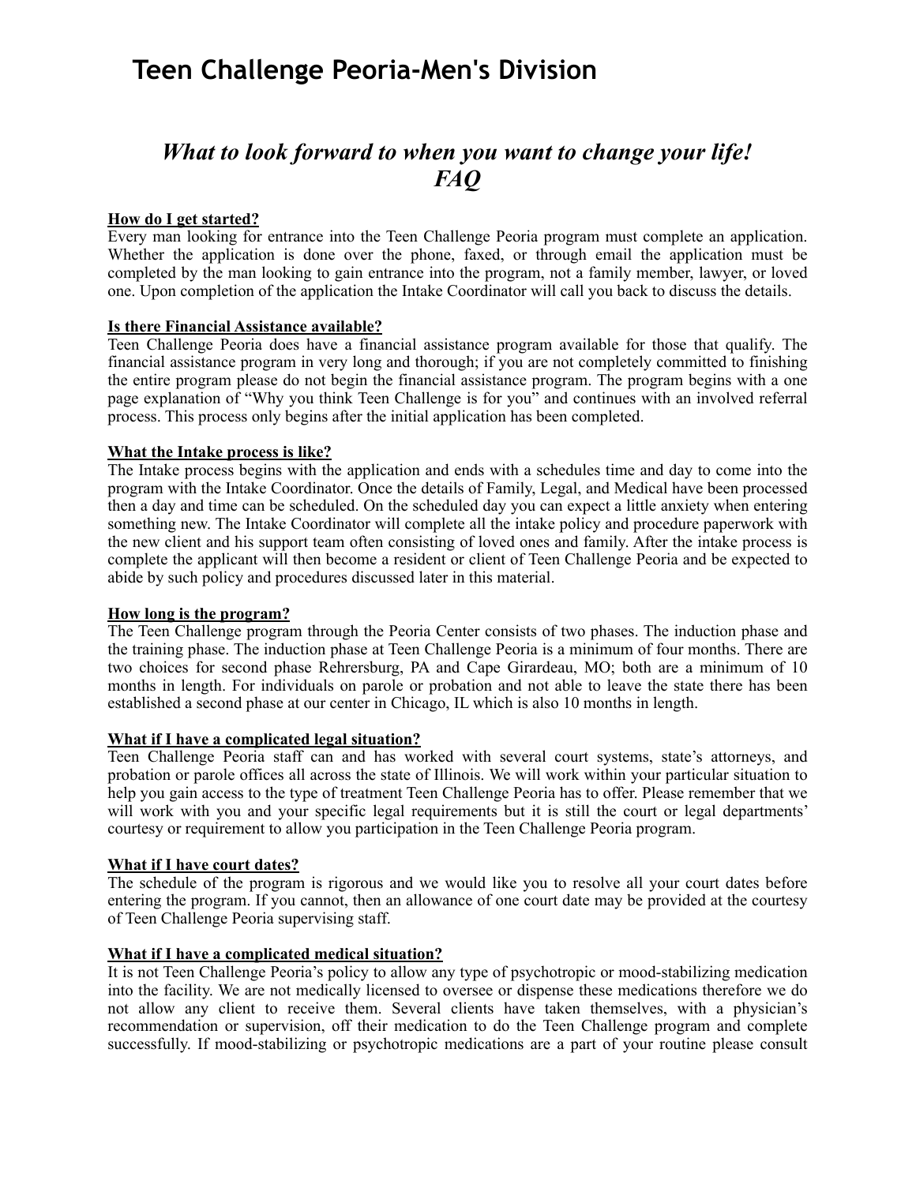# Teen Challenge Peoria-Men's Division

## *What to look forward to when you want to change your life! FAQ*

**How do I get started?**

Every man looking for entrance into the Teen Challenge Peoria program must complete an application. Whether the application is done over the phone, faxed, or through email the application must be completed by the man looking to gain entrance into the program, not a family member, lawyer, or loved one. Upon completion of the application the Intake Coordinator will call you back to discuss the details.

**Is there Financial Assistance available?**

Teen Challenge Peoria does have a financial assistance program available for those that qualify. The financial assistance program in very long and thorough; if you are not completely committed to finishing the entire program please do not begin the financial assistance program. The program begins with a one page explanation of "Why you think Teen Challenge is for you" and continues with an involved referral process. This process only begins after the initial application has been completed.

**What the Intake process is like?**

The Intake process begins with the application and ends with a schedules time and day to come into the program with the Intake Coordinator. Once the details of Family, Legal, and Medical have been processed then a day and time can be scheduled. On the scheduled day you can expect a little anxiety when entering something new. The Intake Coordinator will complete all the intake policy and procedure paperwork with the new client and his support team often consisting of loved ones and family. After the intake process is complete the applicant will then become a resident or client of Teen Challenge Peoria and be expected to abide by such policy and procedures discussed later in this material.

**How long is the program?**

The Teen Challenge program through the Peoria Center consists of two phases. The induction phase and the training phase. The induction phase at Teen Challenge Peoria is a minimum of four months. There are two choices for second phase Rehrersburg, PA and Cape Girardeau, MO; both are a minimum of 10 months in length. For individuals on parole or probation and not able to leave the state there has been established a second phase at our center in Chicago, IL which is also 10 months in length.

**What if I have a complicated legal situation?**

Teen Challenge Peoria staff can and has worked with several court systems, state's attorneys, and probation or parole offices all across the state of Illinois. We will work within your particular situation to help you gain access to the type of treatment Teen Challenge Peoria has to offer. Please remember that we will work with you and your specific legal requirements but it is still the court or legal departments' courtesy or requirement to allow you participation in the Teen Challenge Peoria program.

**What if I have court dates?**

The schedule of the program is rigorous and we would like you to resolve all your court dates before entering the program. If you cannot, then an allowance of one court date may be provided at the courtesy of Teen Challenge Peoria supervising staff.

**What if I have a complicated medical situation?**

It is not Teen Challenge Peoria's policy to allow any type of psychotropic or mood-stabilizing medication into the facility. We are not medically licensed to oversee or dispense these medications therefore we do not allow any client to receive them. Several clients have taken themselves, with a physician's recommendation or supervision, off their medication to do the Teen Challenge program and complete successfully. If mood-stabilizing or psychotropic medications are a part of your routine please consult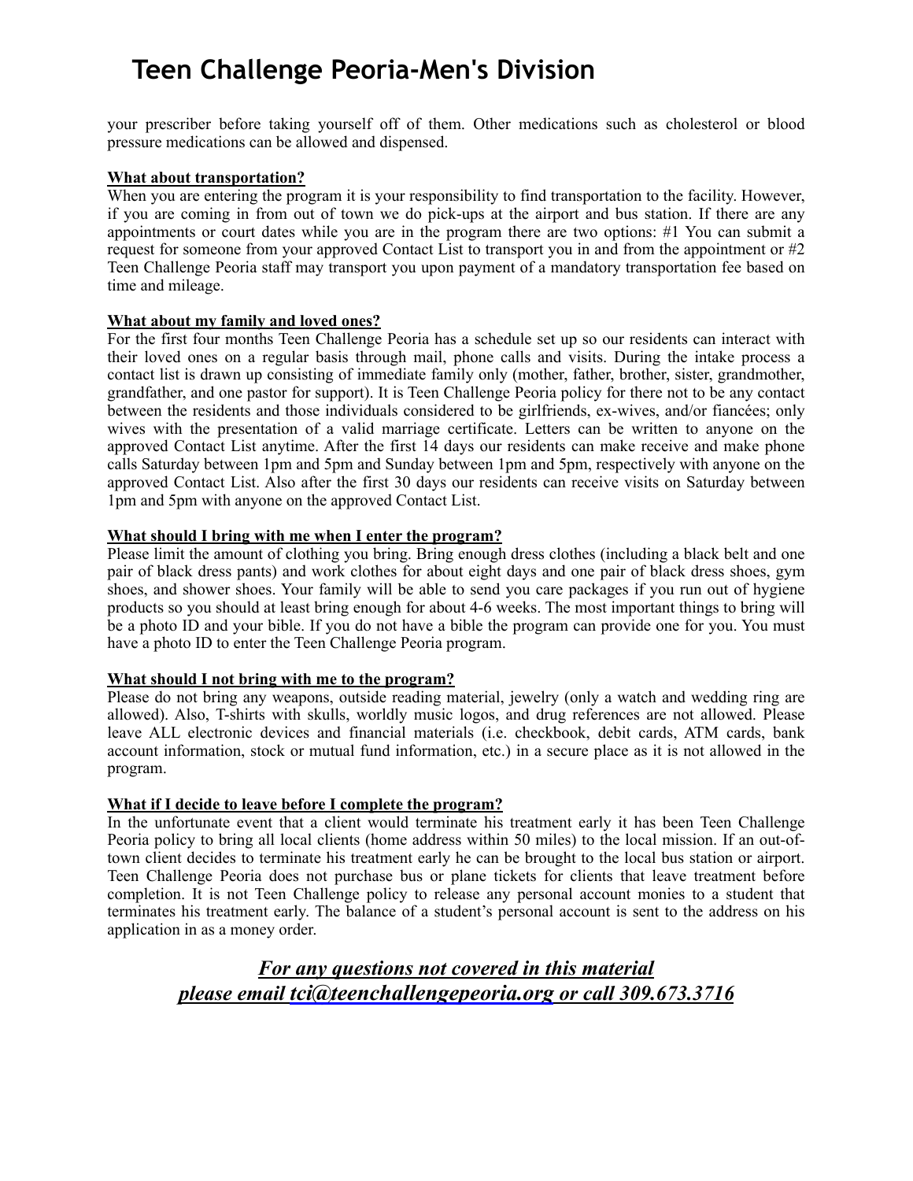your prescriber before taking yourself off of them. Other medications such as cholesterol or blood pressure medications can be allowed and dispensed.

**What about transportation?**

When you are entering the program it is your responsibility to find transportation to the facility. However, if you are coming in from out of town we do pick-ups at the airport and bus station. If there are any appointments or court dates while you are in the program there are two options: #1 You can submit a request for someone from your approved Contact List to transport you in and from the appointment or #2 Teen Challenge Peoria staff may transport you upon payment of a mandatory transportation fee based on time and mileage.

**What about my family and loved ones?**

For the first four months Teen Challenge Peoria has a schedule set up so our residents can interact with their loved ones on a regular basis through mail, phone calls and visits. During the intake process a contact list is drawn up consisting of immediate family only (mother, father, brother, sister, grandmother, grandfather, and one pastor for support). It is Teen Challenge Peoria policy for there not to be any contact between the residents and those individuals considered to be girlfriends, ex-wives, and/or fiancées; only wives with the presentation of a valid marriage certificate. Letters can be written to anyone on the approved Contact List anytime. After the first 14 days our residents can make receive and make phone calls Saturday between 1pm and 5pm and Sunday between 1pm and 5pm, respectively with anyone on the approved Contact List. Also after the first 30 days our residents can receive visits on Saturday between 1pm and 5pm with anyone on the approved Contact List.

**What should I bring with me when I enter the program?**

Please limit the amount of clothing you bring. Bring enough dress clothes (including a black belt and one pair of black dress pants) and work clothes for about eight days and one pair of black dress shoes, gym shoes, and shower shoes. Your family will be able to send you care packages if you run out of hygiene products so you should at least bring enough for about 4-6 weeks. The most important things to bring will be a photo ID and your bible. If you do not have a bible the program can provide one for you. You must have a photo ID to enter the Teen Challenge Peoria program.

**What should I not bring with me to the program?**

Please do not bring any weapons, outside reading material, jewelry (only a watch and wedding ring are allowed). Also, T-shirts with skulls, worldly music logos, and drug references are not allowed. Please leave ALL electronic devices and financial materials (i.e. checkbook, debit cards, ATM cards, bank account information, stock or mutual fund information, etc.) in a secure place as it is not allowed in the program.

**What if I decide to leave before I complete the program?**

In the unfortunate event that a client would terminate his treatment early it has been Teen Challenge Peoria policy to bring all local clients (home address within 50 miles) to the local mission. If an out-of-town client decides to terminate his treatment early he can be brought to the local bus station or airport. Teen Challenge Peoria does not purchase bus or plane tickets for clients that leave treatment before completion. It is not Teen Challenge policy to release any personal account monies to a student that terminates his treatment early. The balance of a student's personal account is sent to the address on his application in as a money order.

***For any questions not covered in this material please email tci@teenchallengepeoria.org or call 309.673.3716***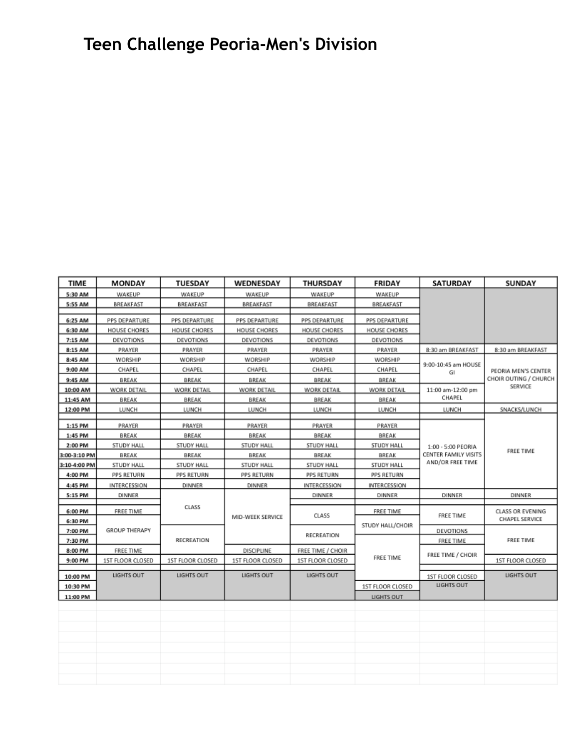# Teen Challenge Peoria-Men's Division

| TIME | MONDAY | TUESDAY | WEDNESDAY | THURSDAY | FRIDAY | SATURDAY | SUNDAY |
|---|---|---|---|---|---|---|---|
| 5:30 AM | WAKEUP | WAKEUP | WAKEUP | WAKEUP | WAKEUP | | |
| 5:55 AM | BREAKFAST | BREAKFAST | BREAKFAST | BREAKFAST | BREAKFAST | | |
| 6:25 AM | PPS DEPARTURE | PPS DEPARTURE | PPS DEPARTURE | PPS DEPARTURE | PPS DEPARTURE | | |
| 6:30 AM | HOUSE CHORES | HOUSE CHORES | HOUSE CHORES | HOUSE CHORES | HOUSE CHORES | | |
| 7:15 AM | DEVOTIONS | DEVOTIONS | DEVOTIONS | DEVOTIONS | DEVOTIONS | | |
| 8:15 AM | PRAYER | PRAYER | PRAYER | PRAYER | PRAYER | 8:30 am BREAKFAST | 8:30 am BREAKFAST |
| 8:45 AM | WORSHIP | WORSHIP | WORSHIP | WORSHIP | WORSHIP | 9:00-10:45 am HOUSE GI | PEORIA MEN'S CENTER CHOIR OUTING / CHURCH SERVICE |
| 9:00 AM | CHAPEL | CHAPEL | CHAPEL | CHAPEL | CHAPEL | | |
| 9:45 AM | BREAK | BREAK | BREAK | BREAK | BREAK | | |
| 10:00 AM | WORK DETAIL | WORK DETAIL | WORK DETAIL | WORK DETAIL | WORK DETAIL | 11:00 am-12:00 pm CHAPEL | |
| 11:45 AM | BREAK | BREAK | BREAK | BREAK | BREAK | | |
| 12:00 PM | LUNCH | LUNCH | LUNCH | LUNCH | LUNCH | LUNCH | SNACKS/LUNCH |
| 1:15 PM | PRAYER | PRAYER | PRAYER | PRAYER | PRAYER | 1:00 - 5:00 PEORIA CENTER FAMILY VISITS AND/OR FREE TIME | FREE TIME |
| 1:45 PM | BREAK | BREAK | BREAK | BREAK | BREAK | | |
| 2:00 PM | STUDY HALL | STUDY HALL | STUDY HALL | STUDY HALL | STUDY HALL | | |
| 3:00-3:10 PM | BREAK | BREAK | BREAK | BREAK | BREAK | | |
| 3:10-4:00 PM | STUDY HALL | STUDY HALL | STUDY HALL | STUDY HALL | STUDY HALL | | |
| 4:00 PM | PPS RETURN | PPS RETURN | PPS RETURN | PPS RETURN | PPS RETURN | | |
| 4:45 PM | INTERCESSION | DINNER | DINNER | INTERCESSION | INTERCESSION | | |
| 5:15 PM | DINNER | CLASS | MID-WEEK SERVICE | DINNER | DINNER | DINNER | DINNER |
| 6:00 PM | FREE TIME | | | CLASS | FREE TIME | FREE TIME | CLASS OR EVENING CHAPEL SERVICE |
| 6:30 PM | GROUP THERAPY | | | | STUDY HALL/CHOIR | | |
| 7:00 PM | | RECREATION | | RECREATION | | DEVOTIONS | FREE TIME |
| 7:30 PM | | | | | FREE TIME | FREE TIME | |
| 8:00 PM | FREE TIME | | DISCIPLINE | FREE TIME / CHOIR | | FREE TIME / CHOIR | |
| 9:00 PM | 1ST FLOOR CLOSED | 1ST FLOOR CLOSED | 1ST FLOOR CLOSED | 1ST FLOOR CLOSED | | | 1ST FLOOR CLOSED |
| 10:00 PM | LIGHTS OUT | LIGHTS OUT | LIGHTS OUT | LIGHTS OUT | | 1ST FLOOR CLOSED | LIGHTS OUT |
| 10:30 PM | | | | | 1ST FLOOR CLOSED | LIGHTS OUT | |
| 11:00 PM | | | | | LIGHTS OUT | | |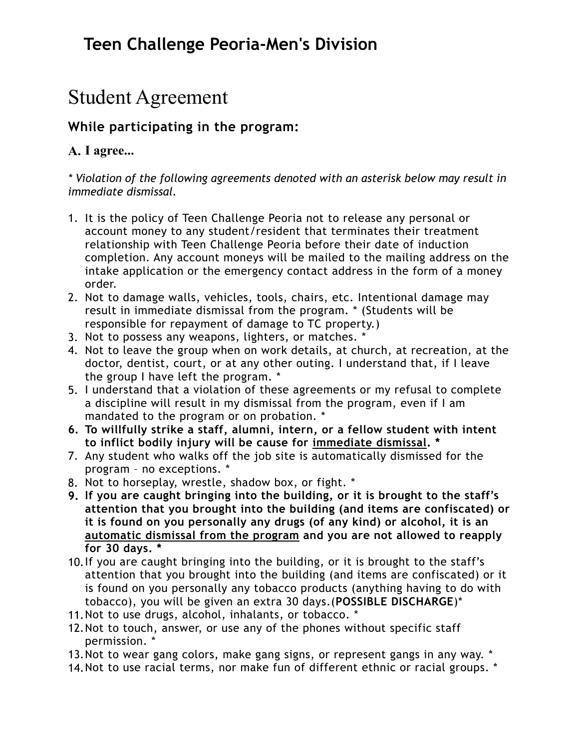# Teen Challenge Peoria-Men's Division

# Student Agreement

### While participating in the program:

### A. I agree...

*\* Violation of the following agreements denoted with an asterisk below may result in immediate dismissal.*

1. It is the policy of Teen Challenge Peoria not to release any personal or account money to any student/resident that terminates their treatment relationship with Teen Challenge Peoria before their date of induction completion. Any account moneys will be mailed to the mailing address on the intake application or the emergency contact address in the form of a money order.
2. Not to damage walls, vehicles, tools, chairs, etc. Intentional damage may result in immediate dismissal from the program. * (Students will be responsible for repayment of damage to TC property.)
3. Not to possess any weapons, lighters, or matches. *
4. Not to leave the group when on work details, at church, at recreation, at the doctor, dentist, court, or at any other outing. I understand that, if I leave the group I have left the program. *
5. I understand that a violation of these agreements or my refusal to complete a discipline will result in my dismissal from the program, even if I am mandated to the program or on probation. *
6. **To willfully strike a staff, alumni, intern, or a fellow student with intent to inflict bodily injury will be cause for <u>immediate dismissal</u>. \***
7. Any student who walks off the job site is automatically dismissed for the program – no exceptions. *
8. Not to horseplay, wrestle, shadow box, or fight. *
9. **If you are caught bringing into the building, or it is brought to the staff's attention that you brought into the building (and items are confiscated) or it is found on you personally any drugs (of any kind) or alcohol, it is an <u>automatic dismissal from the program</u> and you are not allowed to reapply for 30 days. \***
10. If you are caught bringing into the building, or it is brought to the staff's attention that you brought into the building (and items are confiscated) or it is found on you personally any tobacco products (anything having to do with tobacco), you will be given an extra 30 days.(**POSSIBLE DISCHARGE**)*
11. Not to use drugs, alcohol, inhalants, or tobacco. *
12. Not to touch, answer, or use any of the phones without specific staff permission. *
13. Not to wear gang colors, make gang signs, or represent gangs in any way. *
14. Not to use racial terms, nor make fun of different ethnic or racial groups. *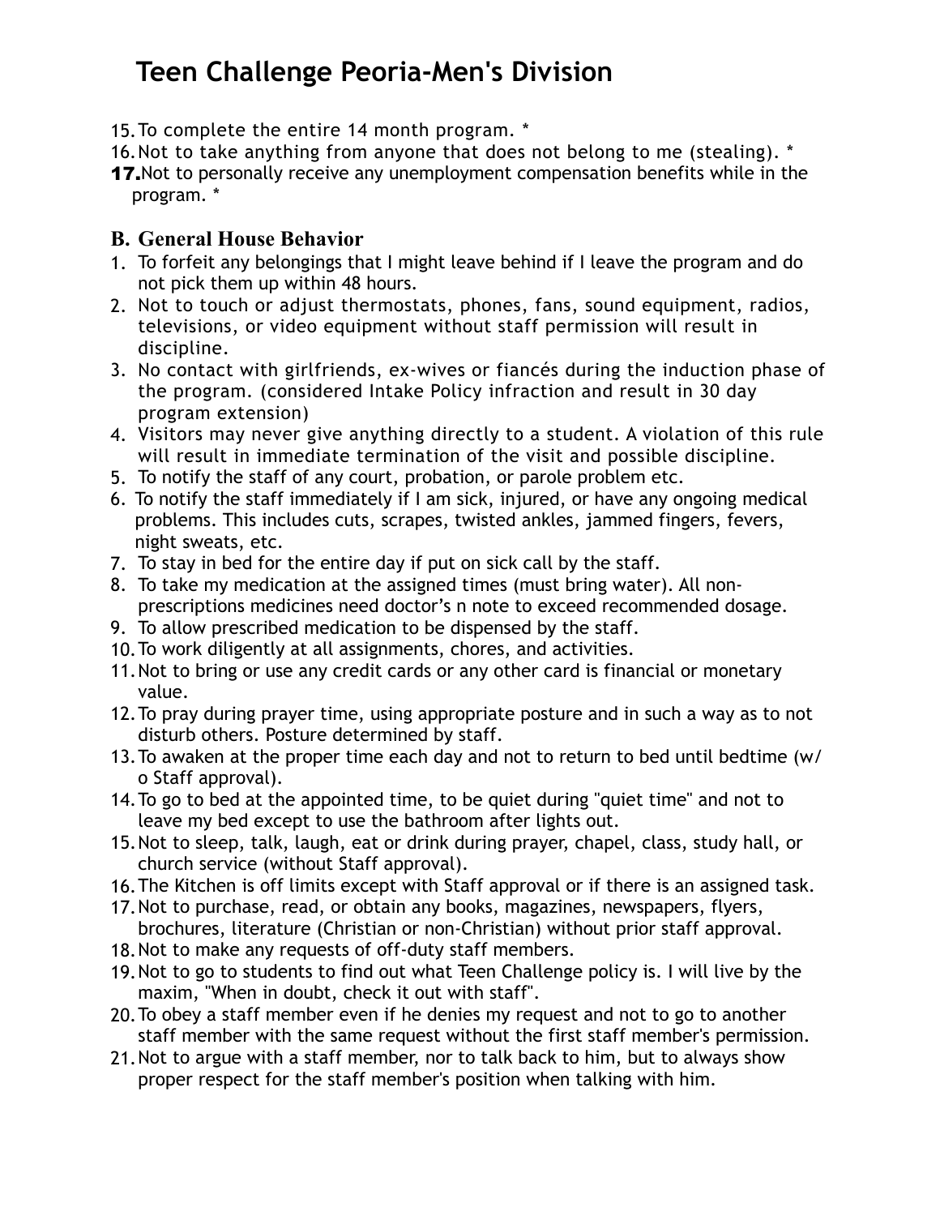# Teen Challenge Peoria-Men's Division

15. To complete the entire 14 month program. *
16. Not to take anything from anyone that does not belong to me (stealing). *
17. Not to personally receive any unemployment compensation benefits while in the program. *

## B. General House Behavior

1. To forfeit any belongings that I might leave behind if I leave the program and do not pick them up within 48 hours.
2. Not to touch or adjust thermostats, phones, fans, sound equipment, radios, televisions, or video equipment without staff permission will result in discipline.
3. No contact with girlfriends, ex-wives or fiancés during the induction phase of the program. (considered Intake Policy infraction and result in 30 day program extension)
4. Visitors may never give anything directly to a student. A violation of this rule will result in immediate termination of the visit and possible discipline.
5. To notify the staff of any court, probation, or parole problem etc.
6. To notify the staff immediately if I am sick, injured, or have any ongoing medical problems. This includes cuts, scrapes, twisted ankles, jammed fingers, fevers, night sweats, etc.
7. To stay in bed for the entire day if put on sick call by the staff.
8. To take my medication at the assigned times (must bring water). All non-prescriptions medicines need doctor's n note to exceed recommended dosage.
9. To allow prescribed medication to be dispensed by the staff.
10. To work diligently at all assignments, chores, and activities.
11. Not to bring or use any credit cards or any other card is financial or monetary value.
12. To pray during prayer time, using appropriate posture and in such a way as to not disturb others. Posture determined by staff.
13. To awaken at the proper time each day and not to return to bed until bedtime (w/o Staff approval).
14. To go to bed at the appointed time, to be quiet during "quiet time" and not to leave my bed except to use the bathroom after lights out.
15. Not to sleep, talk, laugh, eat or drink during prayer, chapel, class, study hall, or church service (without Staff approval).
16. The Kitchen is off limits except with Staff approval or if there is an assigned task.
17. Not to purchase, read, or obtain any books, magazines, newspapers, flyers, brochures, literature (Christian or non-Christian) without prior staff approval.
18. Not to make any requests of off-duty staff members.
19. Not to go to students to find out what Teen Challenge policy is. I will live by the maxim, "When in doubt, check it out with staff".
20. To obey a staff member even if he denies my request and not to go to another staff member with the same request without the first staff member's permission.
21. Not to argue with a staff member, nor to talk back to him, but to always show proper respect for the staff member's position when talking with him.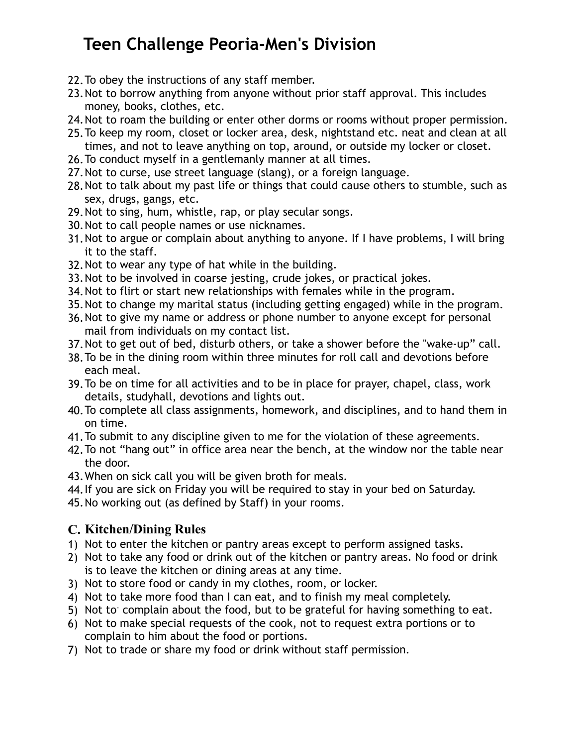# Teen Challenge Peoria-Men's Division

22. To obey the instructions of any staff member.
23. Not to borrow anything from anyone without prior staff approval. This includes money, books, clothes, etc.
24. Not to roam the building or enter other dorms or rooms without proper permission.
25. To keep my room, closet or locker area, desk, nightstand etc. neat and clean at all times, and not to leave anything on top, around, or outside my locker or closet.
26. To conduct myself in a gentlemanly manner at all times.
27. Not to curse, use street language (slang), or a foreign language.
28. Not to talk about my past life or things that could cause others to stumble, such as sex, drugs, gangs, etc.
29. Not to sing, hum, whistle, rap, or play secular songs.
30. Not to call people names or use nicknames.
31. Not to argue or complain about anything to anyone. If I have problems, I will bring it to the staff.
32. Not to wear any type of hat while in the building.
33. Not to be involved in coarse jesting, crude jokes, or practical jokes.
34. Not to flirt or start new relationships with females while in the program.
35. Not to change my marital status (including getting engaged) while in the program.
36. Not to give my name or address or phone number to anyone except for personal mail from individuals on my contact list.
37. Not to get out of bed, disturb others, or take a shower before the "wake-up" call.
38. To be in the dining room within three minutes for roll call and devotions before each meal.
39. To be on time for all activities and to be in place for prayer, chapel, class, work details, studyhall, devotions and lights out.
40. To complete all class assignments, homework, and disciplines, and to hand them in on time.
41. To submit to any discipline given to me for the violation of these agreements.
42. To not "hang out" in office area near the bench, at the window nor the table near the door.
43. When on sick call you will be given broth for meals.
44. If you are sick on Friday you will be required to stay in your bed on Saturday.
45. No working out (as defined by Staff) in your rooms.

## C. Kitchen/Dining Rules

1) Not to enter the kitchen or pantry areas except to perform assigned tasks.
2) Not to take any food or drink out of the kitchen or pantry areas. No food or drink is to leave the kitchen or dining areas at any time.
3) Not to store food or candy in my clothes, room, or locker.
4) Not to take more food than I can eat, and to finish my meal completely.
5) Not to complain about the food, but to be grateful for having something to eat.
6) Not to make special requests of the cook, not to request extra portions or to complain to him about the food or portions.
7) Not to trade or share my food or drink without staff permission.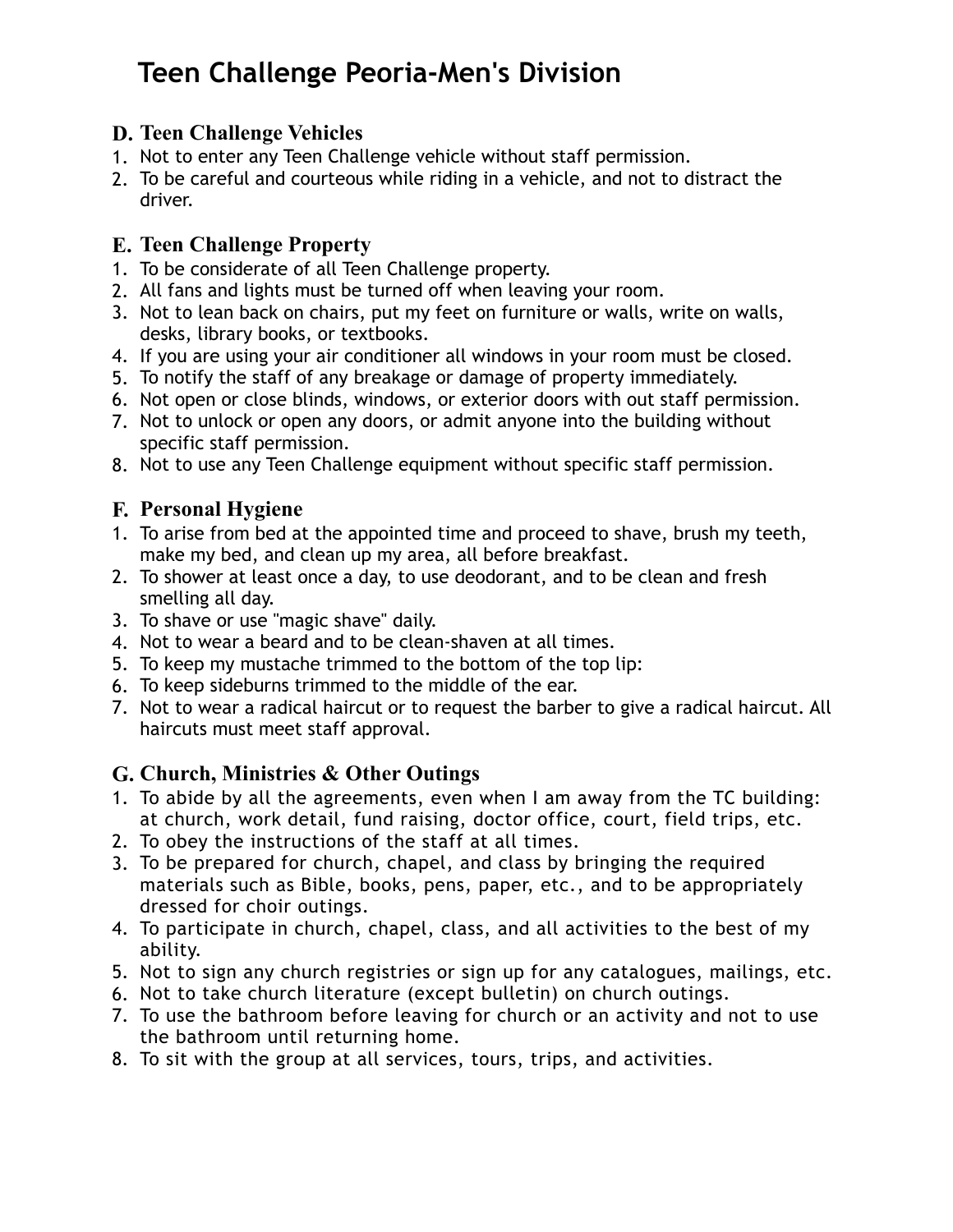# Teen Challenge Peoria-Men's Division

## D. Teen Challenge Vehicles

1. Not to enter any Teen Challenge vehicle without staff permission.
2. To be careful and courteous while riding in a vehicle, and not to distract the driver.

## E. Teen Challenge Property

1. To be considerate of all Teen Challenge property.
2. All fans and lights must be turned off when leaving your room.
3. Not to lean back on chairs, put my feet on furniture or walls, write on walls, desks, library books, or textbooks.
4. If you are using your air conditioner all windows in your room must be closed.
5. To notify the staff of any breakage or damage of property immediately.
6. Not open or close blinds, windows, or exterior doors with out staff permission.
7. Not to unlock or open any doors, or admit anyone into the building without specific staff permission.
8. Not to use any Teen Challenge equipment without specific staff permission.

## F. Personal Hygiene

1. To arise from bed at the appointed time and proceed to shave, brush my teeth, make my bed, and clean up my area, all before breakfast.
2. To shower at least once a day, to use deodorant, and to be clean and fresh smelling all day.
3. To shave or use "magic shave" daily.
4. Not to wear a beard and to be clean-shaven at all times.
5. To keep my mustache trimmed to the bottom of the top lip:
6. To keep sideburns trimmed to the middle of the ear.
7. Not to wear a radical haircut or to request the barber to give a radical haircut. All haircuts must meet staff approval.

## G. Church, Ministries & Other Outings

1. To abide by all the agreements, even when I am away from the TC building: at church, work detail, fund raising, doctor office, court, field trips, etc.
2. To obey the instructions of the staff at all times.
3. To be prepared for church, chapel, and class by bringing the required materials such as Bible, books, pens, paper, etc., and to be appropriately dressed for choir outings.
4. To participate in church, chapel, class, and all activities to the best of my ability.
5. Not to sign any church registries or sign up for any catalogues, mailings, etc.
6. Not to take church literature (except bulletin) on church outings.
7. To use the bathroom before leaving for church or an activity and not to use the bathroom until returning home.
8. To sit with the group at all services, tours, trips, and activities.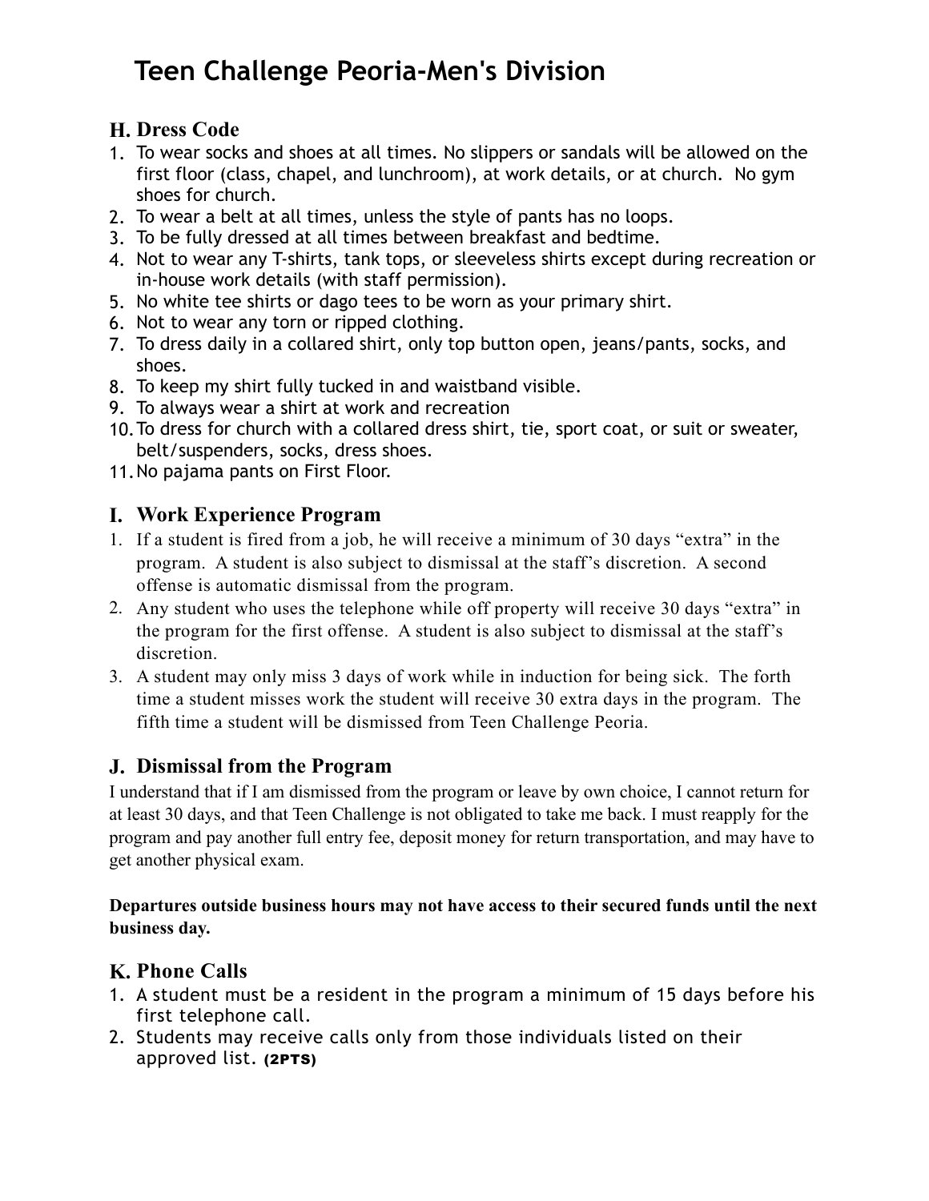# Teen Challenge Peoria-Men's Division

## H. Dress Code

1. To wear socks and shoes at all times. No slippers or sandals will be allowed on the first floor (class, chapel, and lunchroom), at work details, or at church. No gym shoes for church.
2. To wear a belt at all times, unless the style of pants has no loops.
3. To be fully dressed at all times between breakfast and bedtime.
4. Not to wear any T-shirts, tank tops, or sleeveless shirts except during recreation or in-house work details (with staff permission).
5. No white tee shirts or dago tees to be worn as your primary shirt.
6. Not to wear any torn or ripped clothing.
7. To dress daily in a collared shirt, only top button open, jeans/pants, socks, and shoes.
8. To keep my shirt fully tucked in and waistband visible.
9. To always wear a shirt at work and recreation
10. To dress for church with a collared dress shirt, tie, sport coat, or suit or sweater, belt/suspenders, socks, dress shoes.
11. No pajama pants on First Floor.

## I. Work Experience Program

1. If a student is fired from a job, he will receive a minimum of 30 days "extra" in the program. A student is also subject to dismissal at the staff's discretion. A second offense is automatic dismissal from the program.
2. Any student who uses the telephone while off property will receive 30 days "extra" in the program for the first offense. A student is also subject to dismissal at the staff's discretion.
3. A student may only miss 3 days of work while in induction for being sick. The forth time a student misses work the student will receive 30 extra days in the program. The fifth time a student will be dismissed from Teen Challenge Peoria.

## J. Dismissal from the Program

I understand that if I am dismissed from the program or leave by own choice, I cannot return for at least 30 days, and that Teen Challenge is not obligated to take me back. I must reapply for the program and pay another full entry fee, deposit money for return transportation, and may have to get another physical exam.

**Departures outside business hours may not have access to their secured funds until the next business day.**

## K. Phone Calls

1. A student must be a resident in the program a minimum of 15 days before his first telephone call.
2. Students may receive calls only from those individuals listed on their approved list. **(2PTS)**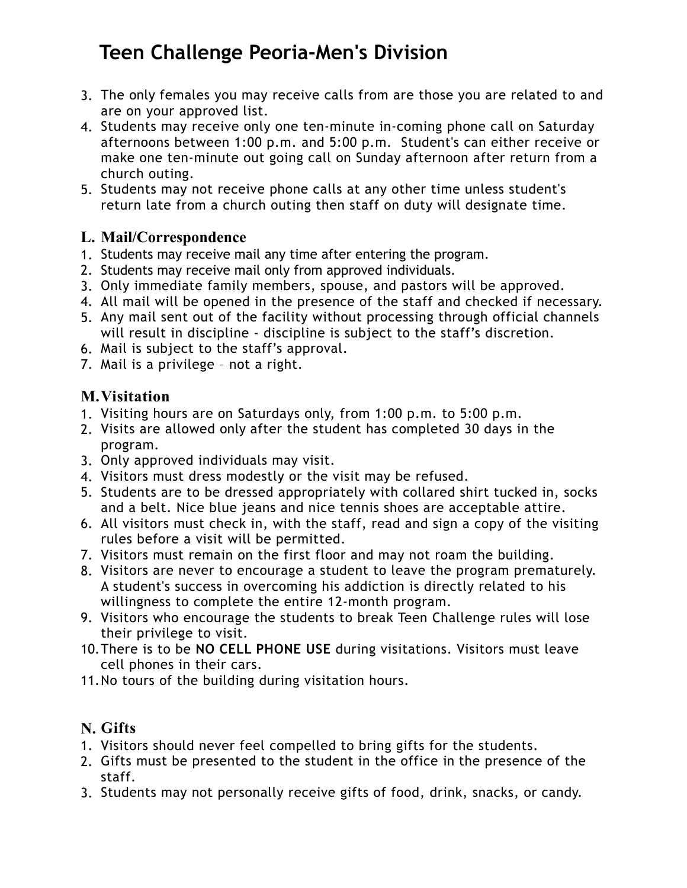# Teen Challenge Peoria-Men's Division

3. The only females you may receive calls from are those you are related to and are on your approved list.
4. Students may receive only one ten-minute in-coming phone call on Saturday afternoons between 1:00 p.m. and 5:00 p.m. Student's can either receive or make one ten-minute out going call on Sunday afternoon after return from a church outing.
5. Students may not receive phone calls at any other time unless student's return late from a church outing then staff on duty will designate time.

## L. Mail/Correspondence

1. Students may receive mail any time after entering the program.
2. Students may receive mail only from approved individuals.
3. Only immediate family members, spouse, and pastors will be approved.
4. All mail will be opened in the presence of the staff and checked if necessary.
5. Any mail sent out of the facility without processing through official channels will result in discipline - discipline is subject to the staff's discretion.
6. Mail is subject to the staff's approval.
7. Mail is a privilege – not a right.

## M. Visitation

1. Visiting hours are on Saturdays only, from 1:00 p.m. to 5:00 p.m.
2. Visits are allowed only after the student has completed 30 days in the program.
3. Only approved individuals may visit.
4. Visitors must dress modestly or the visit may be refused.
5. Students are to be dressed appropriately with collared shirt tucked in, socks and a belt. Nice blue jeans and nice tennis shoes are acceptable attire.
6. All visitors must check in, with the staff, read and sign a copy of the visiting rules before a visit will be permitted.
7. Visitors must remain on the first floor and may not roam the building.
8. Visitors are never to encourage a student to leave the program prematurely. A student's success in overcoming his addiction is directly related to his willingness to complete the entire 12-month program.
9. Visitors who encourage the students to break Teen Challenge rules will lose their privilege to visit.
10. There is to be **NO CELL PHONE USE** during visitations. Visitors must leave cell phones in their cars.
11. No tours of the building during visitation hours.

## N. Gifts

1. Visitors should never feel compelled to bring gifts for the students.
2. Gifts must be presented to the student in the office in the presence of the staff.
3. Students may not personally receive gifts of food, drink, snacks, or candy.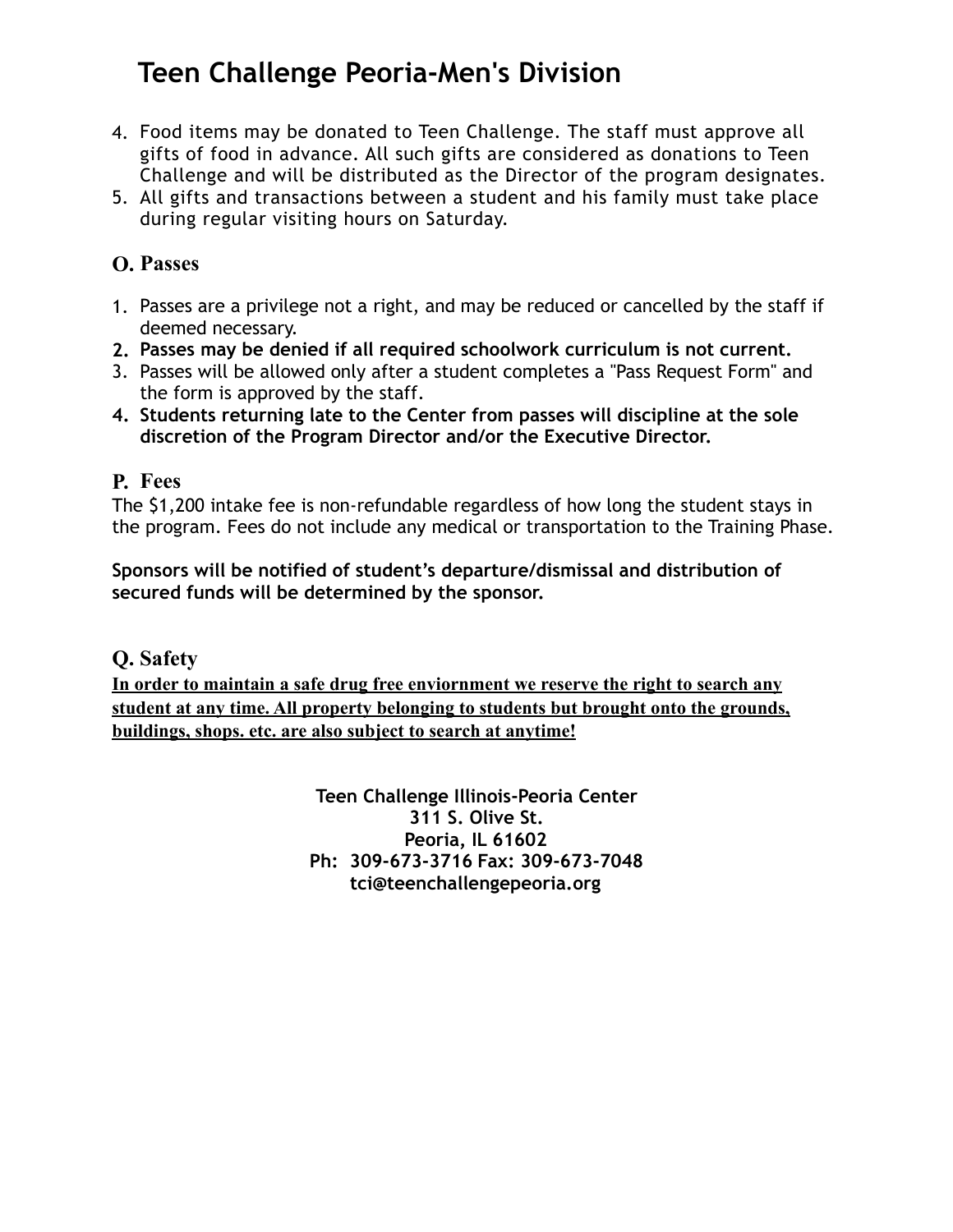4. Food items may be donated to Teen Challenge. The staff must approve all gifts of food in advance. All such gifts are considered as donations to Teen Challenge and will be distributed as the Director of the program designates.
5. All gifts and transactions between a student and his family must take place during regular visiting hours on Saturday.

## O. Passes

1. Passes are a privilege not a right, and may be reduced or cancelled by the staff if deemed necessary.
2. **Passes may be denied if all required schoolwork curriculum is not current.**
3. Passes will be allowed only after a student completes a "Pass Request Form" and the form is approved by the staff.
4. **Students returning late to the Center from passes will discipline at the sole discretion of the Program Director and/or the Executive Director.**

## P. Fees

The $1,200 intake fee is non-refundable regardless of how long the student stays in the program. Fees do not include any medical or transportation to the Training Phase.

**Sponsors will be notified of student's departure/dismissal and distribution of secured funds will be determined by the sponsor.**

## Q. Safety

**In order to maintain a safe drug free enviornment we reserve the right to search any student at any time. All property belonging to students but brought onto the grounds, buildings, shops. etc. are also subject to search at anytime!**

**Teen Challenge Illinois-Peoria Center**
**311 S. Olive St.**
**Peoria, IL 61602**
**Ph: 309-673-3716 Fax: 309-673-7048**
**tci@teenchallengepeoria.org**